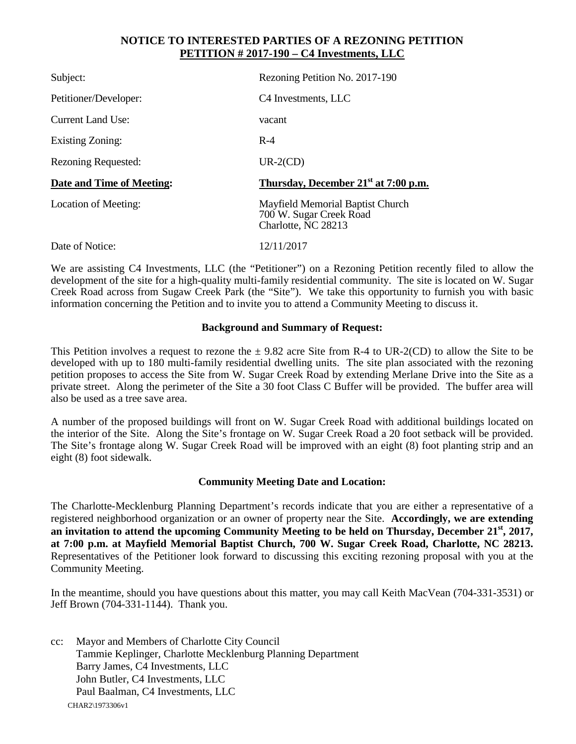# NOTICE TO INTERESTED PARTIES OF A REZONING PETITION

## PETITION # 2017-190 – C4 Investments, LLC

| | |
|---|---|
| Subject: | Rezoning Petition No. 2017-190 |
| Petitioner/Developer: | C4 Investments, LLC |
| Current Land Use: | vacant |
| Existing Zoning: | R-4 |
| Rezoning Requested: | UR-2(CD) |
| **Date and Time of Meeting:** | **Thursday, December 21st at 7:00 p.m.** |
| Location of Meeting: | Mayfield Memorial Baptist Church<br>700 W. Sugar Creek Road<br>Charlotte, NC 28213 |
| Date of Notice: | 12/11/2017 |

We are assisting C4 Investments, LLC (the "Petitioner") on a Rezoning Petition recently filed to allow the development of the site for a high-quality multi-family residential community. The site is located on W. Sugar Creek Road across from Sugaw Creek Park (the "Site"). We take this opportunity to furnish you with basic information concerning the Petition and to invite you to attend a Community Meeting to discuss it.

### Background and Summary of Request:

This Petition involves a request to rezone the ± 9.82 acre Site from R-4 to UR-2(CD) to allow the Site to be developed with up to 180 multi-family residential dwelling units. The site plan associated with the rezoning petition proposes to access the Site from W. Sugar Creek Road by extending Merlane Drive into the Site as a private street. Along the perimeter of the Site a 30 foot Class C Buffer will be provided. The buffer area will also be used as a tree save area.

A number of the proposed buildings will front on W. Sugar Creek Road with additional buildings located on the interior of the Site. Along the Site's frontage on W. Sugar Creek Road a 20 foot setback will be provided. The Site's frontage along W. Sugar Creek Road will be improved with an eight (8) foot planting strip and an eight (8) foot sidewalk.

### Community Meeting Date and Location:

The Charlotte-Mecklenburg Planning Department's records indicate that you are either a representative of a registered neighborhood organization or an owner of property near the Site. **Accordingly, we are extending an invitation to attend the upcoming Community Meeting to be held on Thursday, December 21st, 2017, at 7:00 p.m. at Mayfield Memorial Baptist Church, 700 W. Sugar Creek Road, Charlotte, NC 28213.** Representatives of the Petitioner look forward to discussing this exciting rezoning proposal with you at the Community Meeting.

In the meantime, should you have questions about this matter, you may call Keith MacVean (704-331-3531) or Jeff Brown (704-331-1144). Thank you.

cc: Mayor and Members of Charlotte City Council
Tammie Keplinger, Charlotte Mecklenburg Planning Department
Barry James, C4 Investments, LLC
John Butler, C4 Investments, LLC
Paul Baalman, C4 Investments, LLC

CHAR2\1973306v1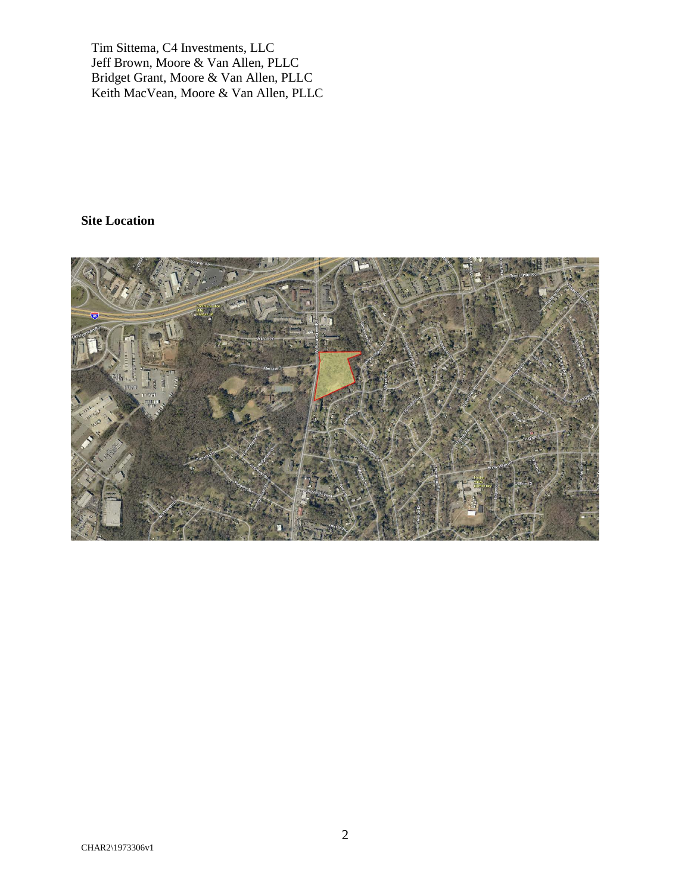Tim Sittema, C4 Investments, LLC
Jeff Brown, Moore & Van Allen, PLLC
Bridget Grant, Moore & Van Allen, PLLC
Keith MacVean, Moore & Van Allen, PLLC

**Site Location**

CHAR2\1973306v1